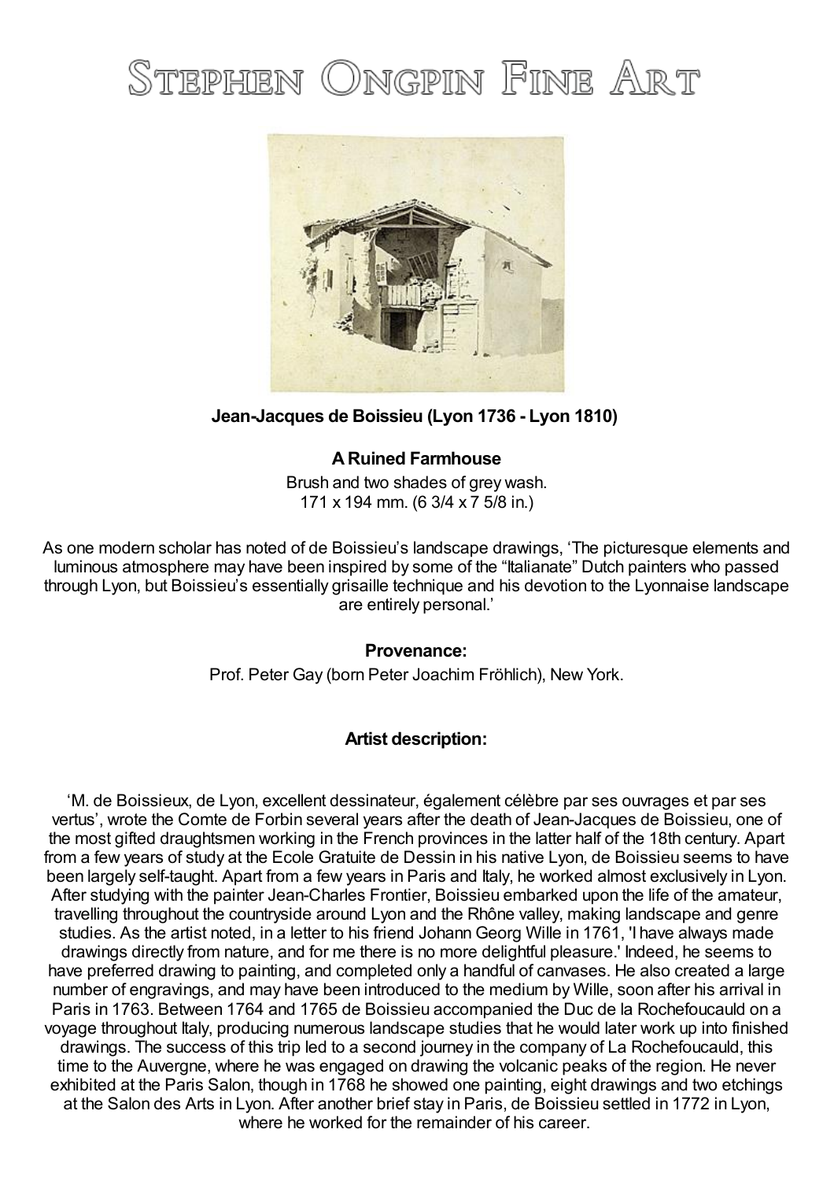# Stephen Ongpin Fine Art

**Jean-Jacques de Boissieu (Lyon 1736 - Lyon 1810)**

**A Ruined Farmhouse**

Brush and two shades of grey wash.
171 x 194 mm. (6 3/4 x 7 5/8 in.)

As one modern scholar has noted of de Boissieu's landscape drawings, 'The picturesque elements and luminous atmosphere may have been inspired by some of the "Italianate" Dutch painters who passed through Lyon, but Boissieu's essentially grisaille technique and his devotion to the Lyonnaise landscape are entirely personal.'

**Provenance:**

Prof. Peter Gay (born Peter Joachim Fröhlich), New York.

**Artist description:**

'M. de Boissieux, de Lyon, excellent dessinateur, également célèbre par ses ouvrages et par ses vertus', wrote the Comte de Forbin several years after the death of Jean-Jacques de Boissieu, one of the most gifted draughtsmen working in the French provinces in the latter half of the 18th century. Apart from a few years of study at the Ecole Gratuite de Dessin in his native Lyon, de Boissieu seems to have been largely self-taught. Apart from a few years in Paris and Italy, he worked almost exclusively in Lyon. After studying with the painter Jean-Charles Frontier, Boissieu embarked upon the life of the amateur, travelling throughout the countryside around Lyon and the Rhône valley, making landscape and genre studies. As the artist noted, in a letter to his friend Johann Georg Wille in 1761, 'I have always made drawings directly from nature, and for me there is no more delightful pleasure.' Indeed, he seems to have preferred drawing to painting, and completed only a handful of canvases. He also created a large number of engravings, and may have been introduced to the medium by Wille, soon after his arrival in Paris in 1763. Between 1764 and 1765 de Boissieu accompanied the Duc de la Rochefoucauld on a voyage throughout Italy, producing numerous landscape studies that he would later work up into finished drawings. The success of this trip led to a second journey in the company of La Rochefoucauld, this time to the Auvergne, where he was engaged on drawing the volcanic peaks of the region. He never exhibited at the Paris Salon, though in 1768 he showed one painting, eight drawings and two etchings at the Salon des Arts in Lyon. After another brief stay in Paris, de Boissieu settled in 1772 in Lyon, where he worked for the remainder of his career.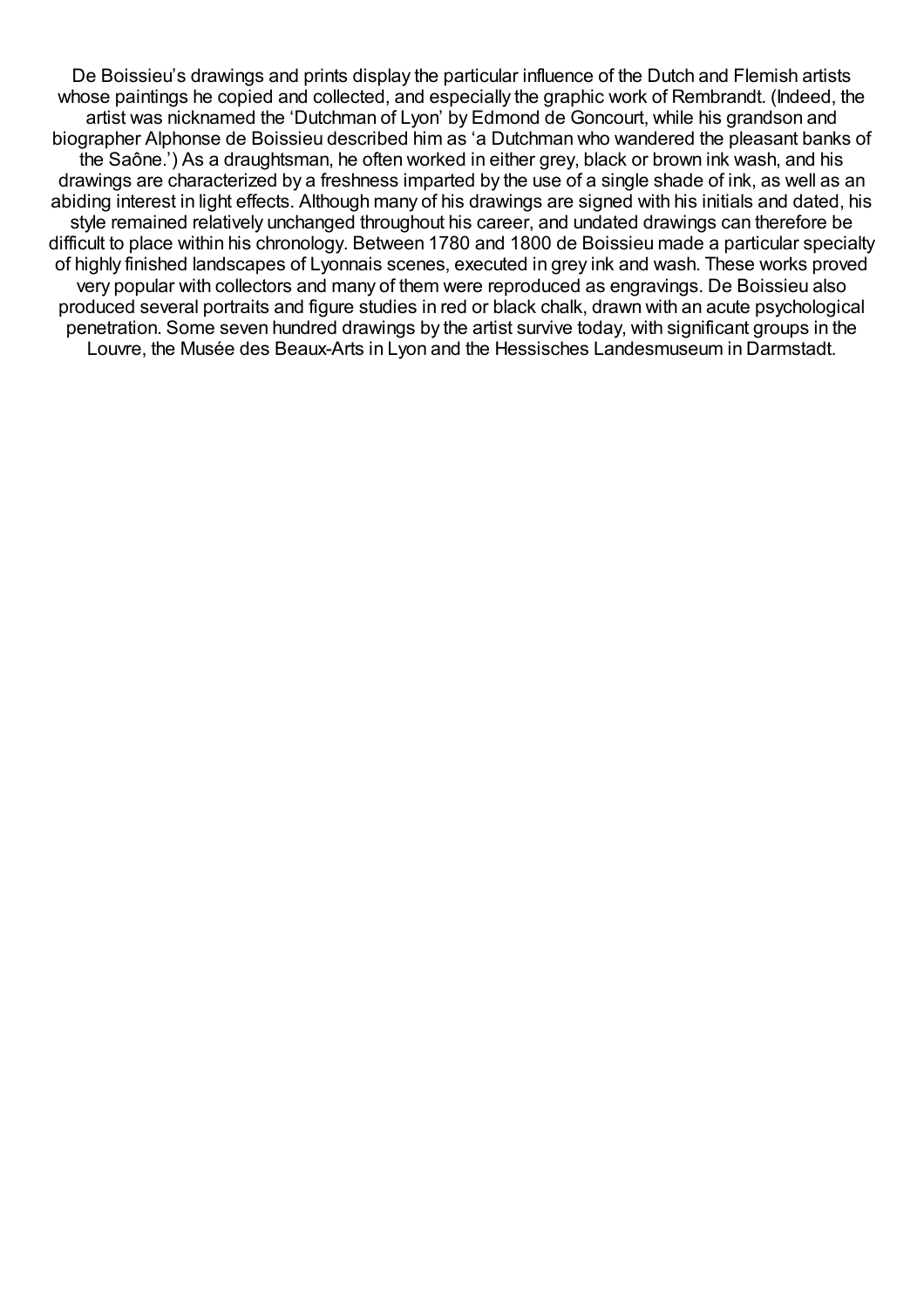De Boissieu's drawings and prints display the particular influence of the Dutch and Flemish artists whose paintings he copied and collected, and especially the graphic work of Rembrandt. (Indeed, the artist was nicknamed the 'Dutchman of Lyon' by Edmond de Goncourt, while his grandson and biographer Alphonse de Boissieu described him as 'a Dutchman who wandered the pleasant banks of the Saône.') As a draughtsman, he often worked in either grey, black or brown ink wash, and his drawings are characterized by a freshness imparted by the use of a single shade of ink, as well as an abiding interest in light effects. Although many of his drawings are signed with his initials and dated, his style remained relatively unchanged throughout his career, and undated drawings can therefore be difficult to place within his chronology. Between 1780 and 1800 de Boissieu made a particular specialty of highly finished landscapes of Lyonnais scenes, executed in grey ink and wash. These works proved very popular with collectors and many of them were reproduced as engravings. De Boissieu also produced several portraits and figure studies in red or black chalk, drawn with an acute psychological penetration. Some seven hundred drawings by the artist survive today, with significant groups in the Louvre, the Musée des Beaux-Arts in Lyon and the Hessisches Landesmuseum in Darmstadt.